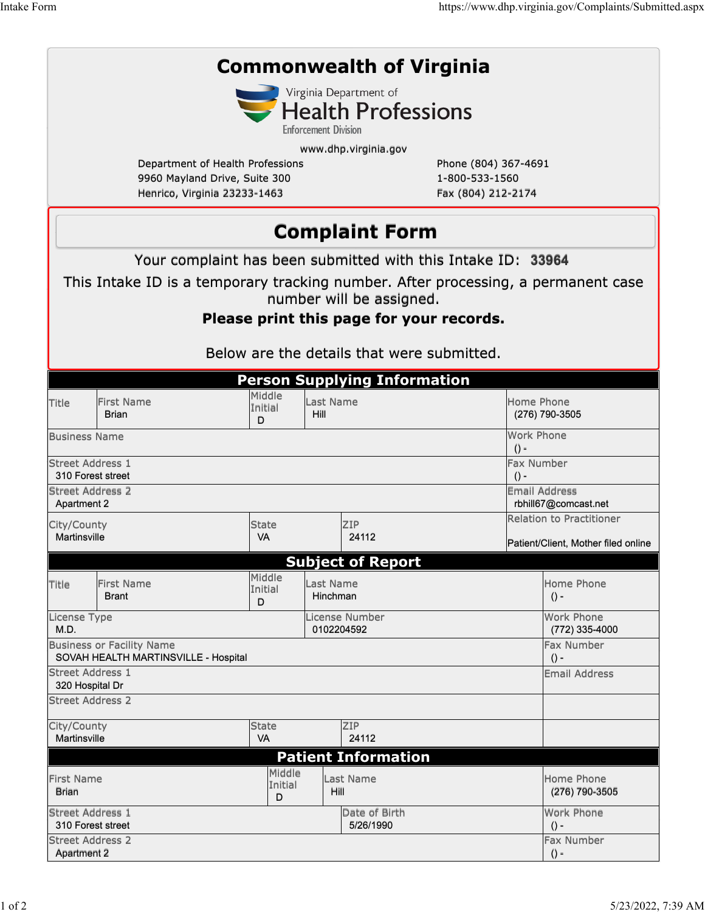# Commonwealth of Virginia

Virginia Department of
Health Professions
Enforcement Division

www.dhp.virginia.gov

Department of Health Professions
9960 Mayland Drive, Suite 300
Henrico, Virginia 23233-1463

Phone (804) 367-4691
1-800-533-1560
Fax (804) 212-2174

## Complaint Form

Your complaint has been submitted with this Intake ID: **33964**

This Intake ID is a temporary tracking number. After processing, a permanent case number will be assigned.

**Please print this page for your records.**

Below are the details that were submitted.

### Person Supplying Information

| Title | First Name | Middle Initial | Last Name | Home Phone |
|---|---|---|---|---|
| | Brian | D | Hill | (276) 790-3505 |

| Field | Value |
|---|---|
| Business Name | |
| Work Phone | () - |
| Street Address 1 | 310 Forest street |
| Fax Number | () - |
| Street Address 2 | Apartment 2 |
| Email Address | rbhill67@comcast.net |
| City/County | Martinsville |
| State | VA |
| ZIP | 24112 |
| Relation to Practitioner | Patient/Client, Mother filed online |

### Subject of Report

| Title | First Name | Middle Initial | Last Name | Home Phone |
|---|---|---|---|---|
| | Brant | D | Hinchman | () - |

| Field | Value |
|---|---|
| License Type | M.D. |
| License Number | 0102204592 |
| Work Phone | (772) 335-4000 |
| Business or Facility Name | SOVAH HEALTH MARTINSVILLE - Hospital |
| Fax Number | () - |
| Street Address 1 | 320 Hospital Dr |
| Email Address | |
| Street Address 2 | |
| City/County | Martinsville |
| State | VA |
| ZIP | 24112 |

### Patient Information

| First Name | Middle Initial | Last Name | Home Phone |
|---|---|---|---|
| Brian | D | Hill | (276) 790-3505 |

| Field | Value |
|---|---|
| Street Address 1 | 310 Forest street |
| Date of Birth | 5/26/1990 |
| Work Phone | () - |
| Street Address 2 | Apartment 2 |
| Fax Number | () - |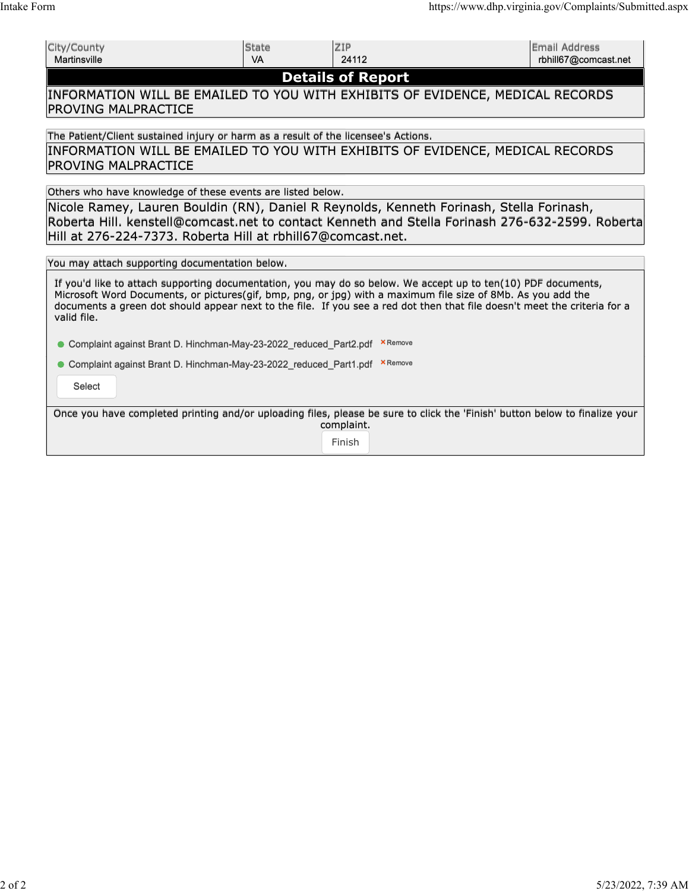| City/County | State | ZIP | Email Address |
| --- | --- | --- | --- |
| Martinsville | VA | 24112 | rbhill67@comcast.net |

## Details of Report

INFORMATION WILL BE EMAILED TO YOU WITH EXHIBITS OF EVIDENCE, MEDICAL RECORDS PROVING MALPRACTICE

The Patient/Client sustained injury or harm as a result of the licensee's Actions.

INFORMATION WILL BE EMAILED TO YOU WITH EXHIBITS OF EVIDENCE, MEDICAL RECORDS PROVING MALPRACTICE

Others who have knowledge of these events are listed below.

Nicole Ramey, Lauren Bouldin (RN), Daniel R Reynolds, Kenneth Forinash, Stella Forinash, Roberta Hill. kenstell@comcast.net to contact Kenneth and Stella Forinash 276-632-2599. Roberta Hill at 276-224-7373. Roberta Hill at rbhill67@comcast.net.

You may attach supporting documentation below.

If you'd like to attach supporting documentation, you may do so below. We accept up to ten(10) PDF documents, Microsoft Word Documents, or pictures(gif, bmp, png, or jpg) with a maximum file size of 8Mb. As you add the documents a green dot should appear next to the file. If you see a red dot then that file doesn't meet the criteria for a valid file.

- Complaint against Brant D. Hinchman-May-23-2022_reduced_Part2.pdf ×Remove
- Complaint against Brant D. Hinchman-May-23-2022_reduced_Part1.pdf ×Remove

Select

Once you have completed printing and/or uploading files, please be sure to click the 'Finish' button below to finalize your complaint.

Finish